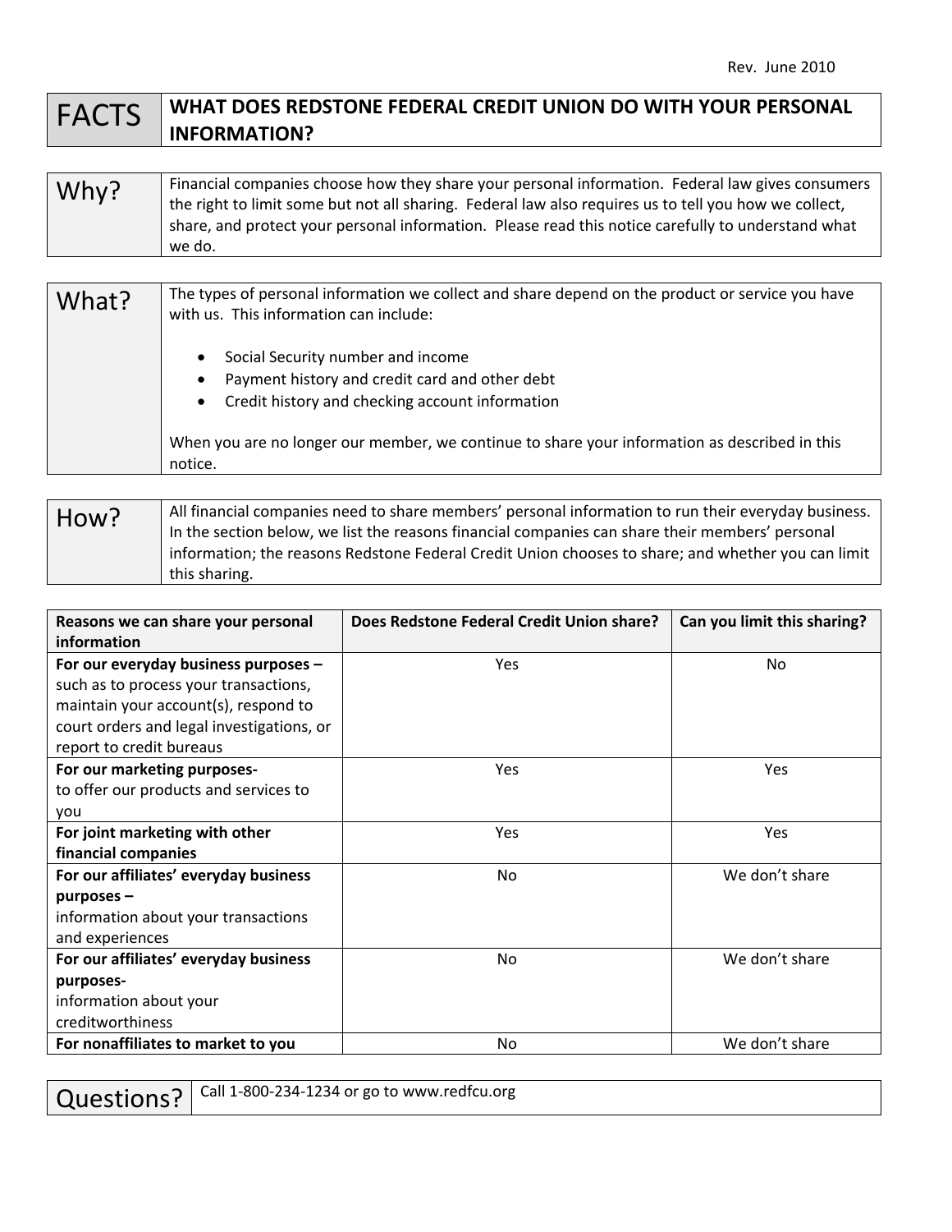Rev. June 2010

# FACTS — WHAT DOES REDSTONE FEDERAL CREDIT UNION DO WITH YOUR PERSONAL INFORMATION?

## Why?

Financial companies choose how they share your personal information. Federal law gives consumers the right to limit some but not all sharing. Federal law also requires us to tell you how we collect, share, and protect your personal information. Please read this notice carefully to understand what we do.

## What?

The types of personal information we collect and share depend on the product or service you have with us. This information can include:

- Social Security number and income
- Payment history and credit card and other debt
- Credit history and checking account information

When you are no longer our member, we continue to share your information as described in this notice.

## How?

All financial companies need to share members' personal information to run their everyday business. In the section below, we list the reasons financial companies can share their members' personal information; the reasons Redstone Federal Credit Union chooses to share; and whether you can limit this sharing.

| Reasons we can share your personal information | Does Redstone Federal Credit Union share? | Can you limit this sharing? |
|---|---|---|
| **For our everyday business purposes –** such as to process your transactions, maintain your account(s), respond to court orders and legal investigations, or report to credit bureaus | Yes | No |
| **For our marketing purposes-** to offer our products and services to you | Yes | Yes |
| **For joint marketing with other financial companies** | Yes | Yes |
| **For our affiliates' everyday business purposes –** information about your transactions and experiences | No | We don't share |
| **For our affiliates' everyday business purposes-** information about your creditworthiness | No | We don't share |
| **For nonaffiliates to market to you** | No | We don't share |

## Questions?

Call 1-800-234-1234 or go to www.redfcu.org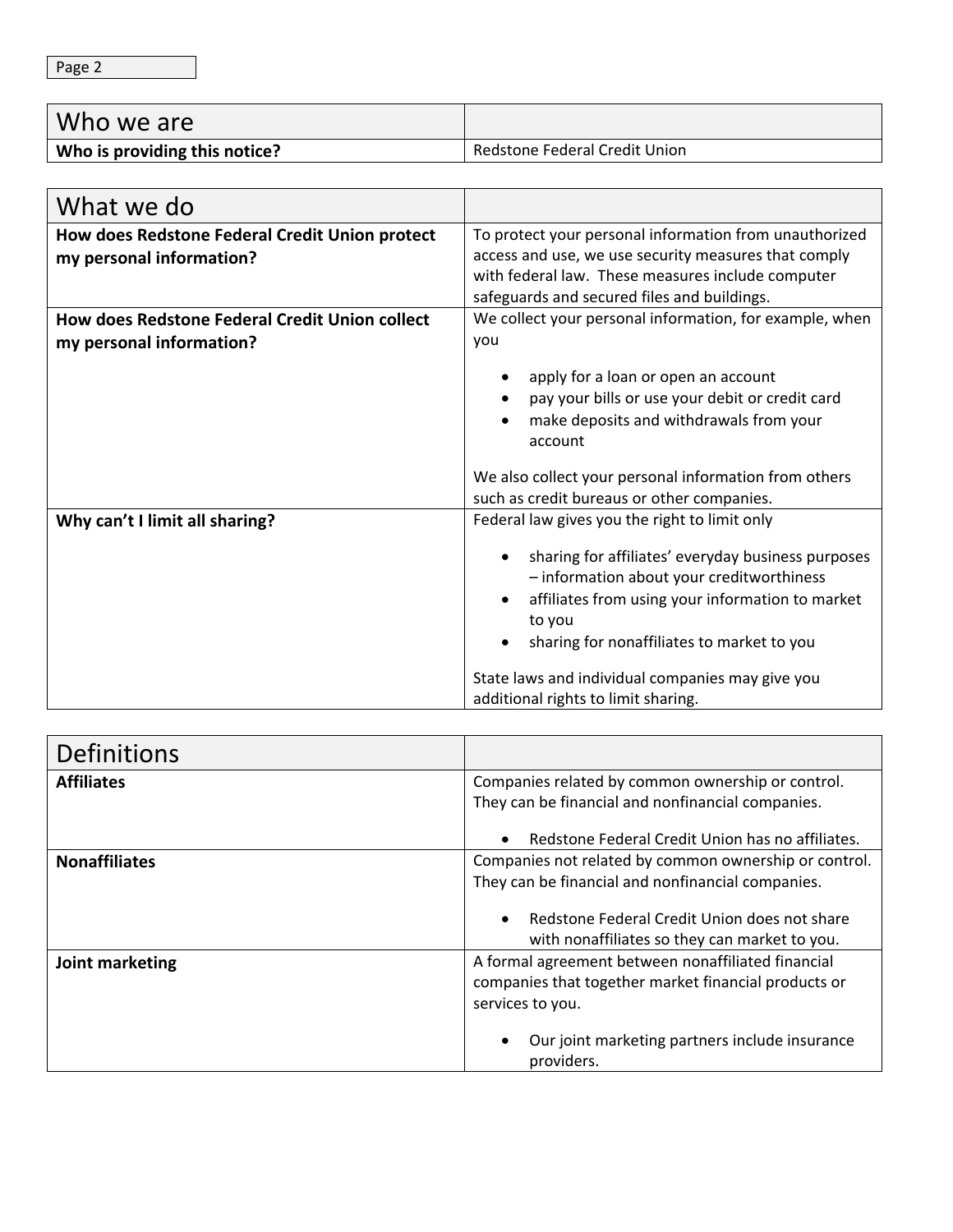| Who we are | |
|---|---|
| **Who is providing this notice?** | Redstone Federal Credit Union |

| What we do | |
|---|---|
| **How does Redstone Federal Credit Union protect my personal information?** | To protect your personal information from unauthorized access and use, we use security measures that comply with federal law. These measures include computer safeguards and secured files and buildings. |
| **How does Redstone Federal Credit Union collect my personal information?** | We collect your personal information, for example, when you<br>• apply for a loan or open an account<br>• pay your bills or use your debit or credit card<br>• make deposits and withdrawals from your account<br><br>We also collect your personal information from others such as credit bureaus or other companies. |
| **Why can't I limit all sharing?** | Federal law gives you the right to limit only<br>• sharing for affiliates' everyday business purposes – information about your creditworthiness<br>• affiliates from using your information to market to you<br>• sharing for nonaffiliates to market to you<br><br>State laws and individual companies may give you additional rights to limit sharing. |

| Definitions | |
|---|---|
| **Affiliates** | Companies related by common ownership or control. They can be financial and nonfinancial companies.<br>• Redstone Federal Credit Union has no affiliates. |
| **Nonaffiliates** | Companies not related by common ownership or control. They can be financial and nonfinancial companies.<br>• Redstone Federal Credit Union does not share with nonaffiliates so they can market to you. |
| **Joint marketing** | A formal agreement between nonaffiliated financial companies that together market financial products or services to you.<br>• Our joint marketing partners include insurance providers. |